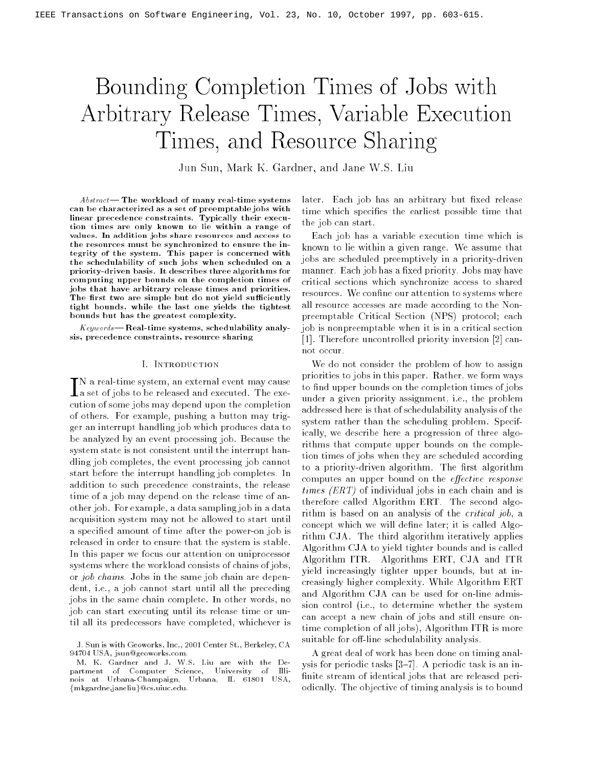# Bounding Completion Times of Jobs with Arbitrary Release Times, Variable Execution Times, and Resource Sharing

Jun Sun, Mark K. Gardner, and Jane W.S. Liu

*Abstract*— **The workload of many real-time systems can be characterized as a set of preemptable jobs with linear precedence constraints. Typically their execution times are only known to lie within a range of values. In addition jobs share resources and access to the resources must be synchronized to ensure the integrity of the system. This paper is concerned with the schedulability of such jobs when scheduled on a priority-driven basis. It describes three algorithms for computing upper bounds on the completion times of jobs that have arbitrary release times and priorities. The first two are simple but do not yield sufficiently tight bounds, while the last one yields the tightest bounds but has the greatest complexity.**

*Keywords*— **Real-time systems, schedulability analysis, precedence constraints, resource sharing**

## I. Introduction

In a real-time system, an external event may cause a set of jobs to be released and executed. The execution of some jobs may depend upon the completion of others. For example, pushing a button may trigger an interrupt handling job which produces data to be analyzed by an event processing job. Because the system state is not consistent until the interrupt handling job completes, the event processing job cannot start before the interrupt handling job completes. In addition to such precedence constraints, the release time of a job may depend on the release time of another job. For example, a data sampling job in a data acquisition system may not be allowed to start until a specified amount of time after the power-on job is released in order to ensure that the system is stable. In this paper we focus our attention on uniprocessor systems where the workload consists of chains of jobs, or *job chains*. Jobs in the same job chain are dependent, i.e., a job cannot start until all the preceding jobs in the same chain complete. In other words, no job can start executing until its release time or until all its predecessors have completed, whichever is later. Each job has an arbitrary but fixed release time which specifies the earliest possible time that the job can start.

Each job has a variable execution time which is known to lie within a given range. We assume that jobs are scheduled preemptively in a priority-driven manner. Each job has a fixed priority. Jobs may have critical sections which synchronize access to shared resources. We confine our attention to systems where all resource accesses are made according to the Nonpreemptable Critical Section (NPS) protocol; each job is nonpreemptable when it is in a critical section [1]. Therefore uncontrolled priority inversion [2] cannot occur.

We do not consider the problem of how to assign priorities to jobs in this paper. Rather, we form ways to find upper bounds on the completion times of jobs under a given priority assignment, i.e., the problem addressed here is that of schedulability analysis of the system rather than the scheduling problem. Specifically, we describe here a progression of three algorithms that compute upper bounds on the completion times of jobs when they are scheduled according to a priority-driven algorithm. The first algorithm computes an upper bound on the *effective response times (ERT)* of individual jobs in each chain and is therefore called Algorithm ERT. The second algorithm is based on an analysis of the *critical job*, a concept which we will define later; it is called Algorithm CJA. The third algorithm iteratively applies Algorithm CJA to yield tighter bounds and is called Algorithm ITR. Algorithms ERT, CJA and ITR yield increasingly tighter upper bounds, but at increasingly higher complexity. While Algorithm ERT and Algorithm CJA can be used for on-line admission control (i.e., to determine whether the system can accept a new chain of jobs and still ensure on-time completion of all jobs), Algorithm ITR is more suitable for off-line schedulability analysis.

A great deal of work has been done on timing analysis for periodic tasks [3–7]. A periodic task is an infinite stream of identical jobs that are released periodically. The objective of timing analysis is to bound

J. Sun is with Geoworks, Inc., 2001 Center St., Berkeley, CA 94704 USA, jsun@geoworks.com.

M. K. Gardner and J. W.S. Liu are with the Department of Computer Science, University of Illinois at Urbana-Champaign, Urbana, IL 61801 USA, {mkgardne,janeliu}@cs.uiuc.edu.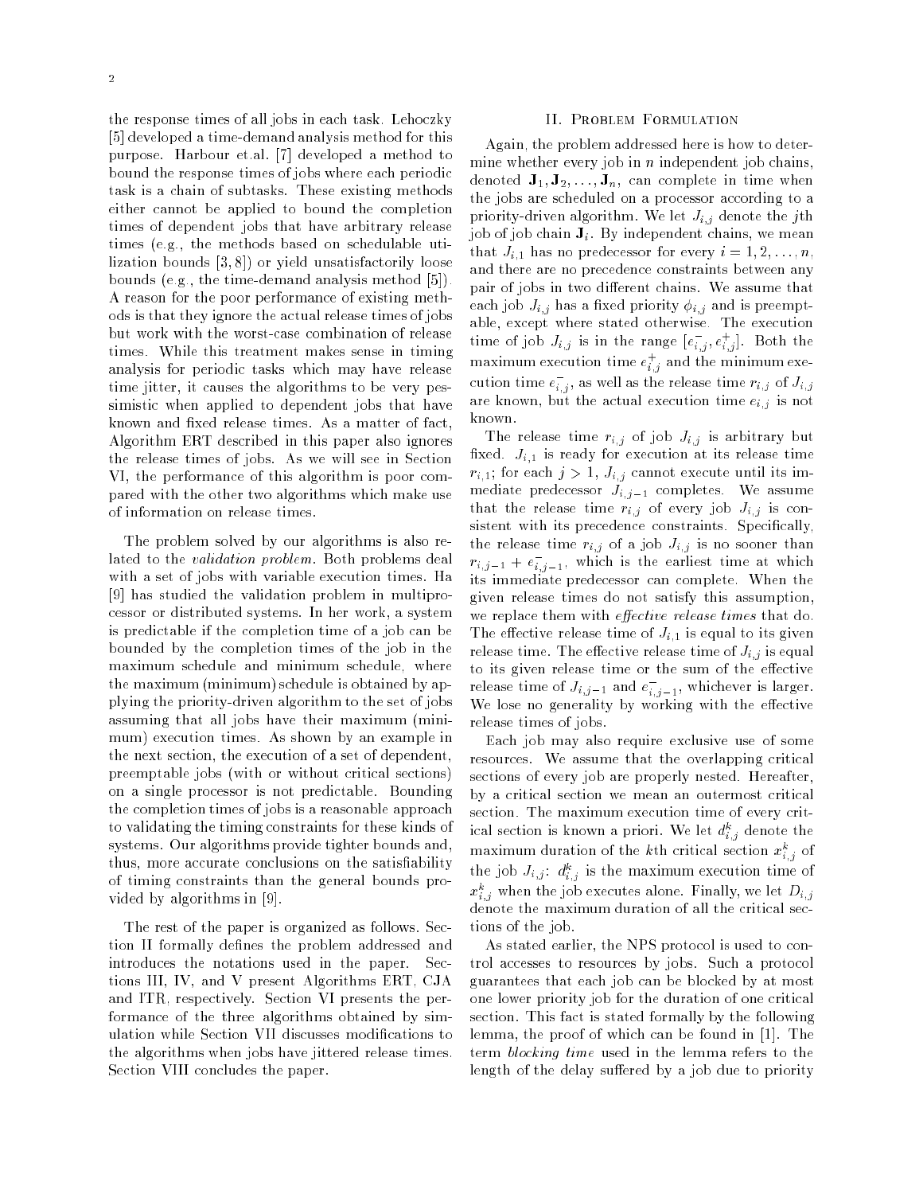the response times of all jobs in each task. Lehoczky [5] developed a time-demand analysis method for this purpose. Harbour et.al. [7] developed a method to bound the response times of jobs where each periodic task is a chain of subtasks. These existing methods either cannot be applied to bound the completion times of dependent jobs that have arbitrary release times (e.g., the methods based on schedulable utilization bounds [3, 8]) or yield unsatisfactorily loose bounds (e.g., the time-demand analysis method [5]). A reason for the poor performance of existing methods is that they ignore the actual release times of jobs but work with the worst-case combination of release times. While this treatment makes sense in timing analysis for periodic tasks which may have release time jitter, it causes the algorithms to be very pessimistic when applied to dependent jobs that have known and fixed release times. As a matter of fact, Algorithm ERT described in this paper also ignores the release times of jobs. As we will see in Section VI, the performance of this algorithm is poor compared with the other two algorithms which make use of information on release times.

The problem solved by our algorithms is also related to the *validation problem*. Both problems deal with a set of jobs with variable execution times. Ha [9] has studied the validation problem in multiprocessor or distributed systems. In her work, a system is predictable if the completion time of a job can be bounded by the completion times of the job in the maximum schedule and minimum schedule, where the maximum (minimum) schedule is obtained by applying the priority-driven algorithm to the set of jobs assuming that all jobs have their maximum (minimum) execution times. As shown by an example in the next section, the execution of a set of dependent, preemptable jobs (with or without critical sections) on a single processor is not predictable. Bounding the completion times of jobs is a reasonable approach to validating the timing constraints for these kinds of systems. Our algorithms provide tighter bounds and, thus, more accurate conclusions on the satisfiability of timing constraints than the general bounds provided by algorithms in [9].

The rest of the paper is organized as follows. Section II formally defines the problem addressed and introduces the notations used in the paper. Sections III, IV, and V present Algorithms ERT, CJA and ITR, respectively. Section VI presents the performance of the three algorithms obtained by simulation while Section VII discusses modifications to the algorithms when jobs have jittered release times. Section VIII concludes the paper.

## II. Problem Formulation

Again, the problem addressed here is how to determine whether every job in $n$ independent job chains, denoted $\mathbf{J}_1, \mathbf{J}_2, \ldots, \mathbf{J}_n$, can complete in time when the jobs are scheduled on a processor according to a priority-driven algorithm. We let $J_{i,j}$ denote the $j$th job of job chain $\mathbf{J}_i$. By independent chains, we mean that $J_{i,1}$ has no predecessor for every $i = 1, 2, \ldots, n$, and there are no precedence constraints between any pair of jobs in two different chains. We assume that each job $J_{i,j}$ has a fixed priority $\phi_{i,j}$ and is preemptable, except where stated otherwise. The execution time of job $J_{i,j}$ is in the range $[e^-_{i,j}, e^+_{i,j}]$. Both the maximum execution time $e^+_{i,j}$ and the minimum execution time $e^-_{i,j}$, as well as the release time $r_{i,j}$ of $J_{i,j}$ are known, but the actual execution time $e_{i,j}$ is not known.

The release time $r_{i,j}$ of job $J_{i,j}$ is arbitrary but fixed. $J_{i,1}$ is ready for execution at its release time $r_{i,1}$; for each $j > 1$, $J_{i,j}$ cannot execute until its immediate predecessor $J_{i,j-1}$ completes. We assume that the release time $r_{i,j}$ of every job $J_{i,j}$ is consistent with its precedence constraints. Specifically, the release time $r_{i,j}$ of a job $J_{i,j}$ is no sooner than $r_{i,j-1} + e^-_{i,j-1}$, which is the earliest time at which its immediate predecessor can complete. When the given release times do not satisfy this assumption, we replace them with *effective release times* that do. The effective release time of $J_{i,1}$ is equal to its given release time. The effective release time of $J_{i,j}$ is equal to its given release time or the sum of the effective release time of $J_{i,j-1}$ and $e^-_{i,j-1}$, whichever is larger. We lose no generality by working with the effective release times of jobs.

Each job may also require exclusive use of some resources. We assume that the overlapping critical sections of every job are properly nested. Hereafter, by a critical section we mean an outermost critical section. The maximum execution time of every critical section is known a priori. We let $d^k_{i,j}$ denote the maximum duration of the $k$th critical section $x^k_{i,j}$ of the job $J_{i,j}$: $d^k_{i,j}$ is the maximum execution time of $x^k_{i,j}$ when the job executes alone. Finally, we let $D_{i,j}$ denote the maximum duration of all the critical sections of the job.

As stated earlier, the NPS protocol is used to control accesses to resources by jobs. Such a protocol guarantees that each job can be blocked by at most one lower priority job for the duration of one critical section. This fact is stated formally by the following lemma, the proof of which can be found in [1]. The term *blocking time* used in the lemma refers to the length of the delay suffered by a job due to priority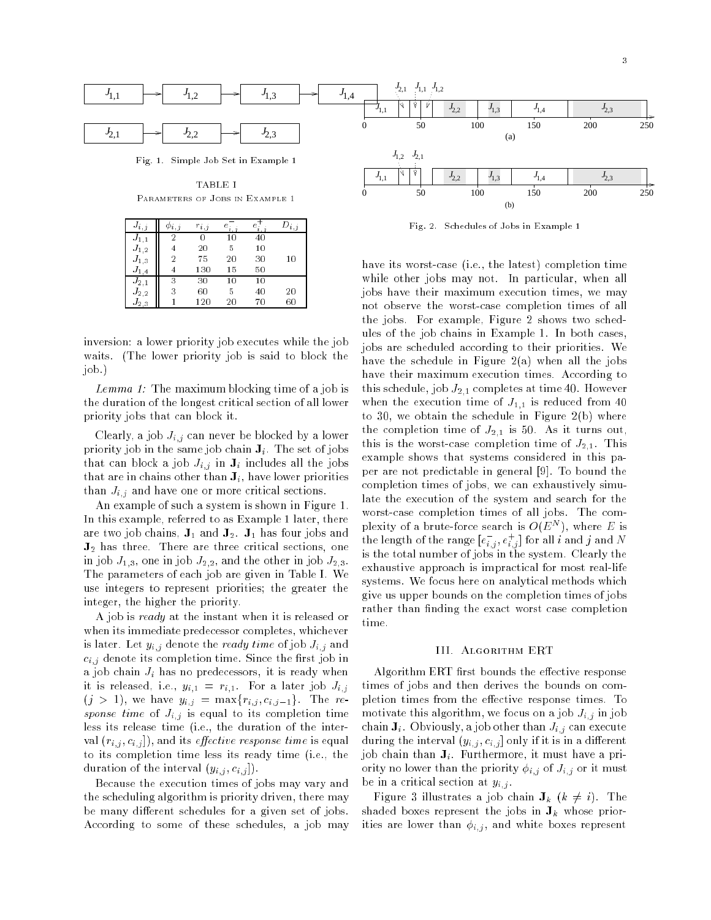Fig. 1. Simple Job Set in Example 1

TABLE I
Parameters of Jobs in Example 1

| $J_{i,j}$ | $\phi_{i,j}$ | $r_{i,j}$ | $e^-_{i,j}$ | $e^+_{i,j}$ | $D_{i,j}$ |
|---|---|---|---|---|---|
| $J_{1,1}$ | 2 | 0 | 10 | 40 | |
| $J_{1,2}$ | 4 | 20 | 5 | 10 | |
| $J_{1,3}$ | 2 | 75 | 20 | 30 | 10 |
| $J_{1,4}$ | 4 | 130 | 15 | 50 | |
| $J_{2,1}$ | 3 | 30 | 10 | 10 | |
| $J_{2,2}$ | 3 | 60 | 5 | 40 | 20 |
| $J_{2,3}$ | 1 | 120 | 20 | 70 | 60 |

Fig. 2. Schedules of Jobs in Example 1

inversion: a lower priority job executes while the job waits. (The lower priority job is said to block the job.)

*Lemma 1:* The maximum blocking time of a job is the duration of the longest critical section of all lower priority jobs that can block it.

Clearly, a job $J_{i,j}$ can never be blocked by a lower priority job in the same job chain $\mathbf{J}_i$. The set of jobs that can block a job $J_{i,j}$ in $\mathbf{J}_i$ includes all the jobs that are in chains other than $\mathbf{J}_i$, have lower priorities than $J_{i,j}$ and have one or more critical sections.

An example of such a system is shown in Figure 1. In this example, referred to as Example 1 later, there are two job chains, $\mathbf{J}_1$ and $\mathbf{J}_2$. $\mathbf{J}_1$ has four jobs and $\mathbf{J}_2$ has three. There are three critical sections, one in job $J_{1,3}$, one in job $J_{2,2}$, and the other in job $J_{2,3}$. The parameters of each job are given in Table I. We use integers to represent priorities; the greater the integer, the higher the priority.

A job is *ready* at the instant when it is released or when its immediate predecessor completes, whichever is later. Let $y_{i,j}$ denote the *ready time* of job $J_{i,j}$ and $c_{i,j}$ denote its completion time. Since the first job in a job chain $J_i$ has no predecessors, it is ready when it is released, i.e., $y_{i,1} = r_{i,1}$. For a later job $J_{i,j}$ ($j > 1$), we have $y_{i,j} = \max\{r_{i,j}, c_{i,j-1}\}$. The *response time* of $J_{i,j}$ is equal to its completion time less its release time (i.e., the duration of the interval $(r_{i,j}, c_{i,j}]$), and its *effective response time* is equal to its completion time less its ready time (i.e., the duration of the interval $(y_{i,j}, c_{i,j}]$).

Because the execution times of jobs may vary and the scheduling algorithm is priority driven, there may be many different schedules for a given set of jobs. According to some of these schedules, a job may have its worst-case (i.e., the latest) completion time while other jobs may not. In particular, when all jobs have their maximum execution times, we may not observe the worst-case completion times of all the jobs. For example, Figure 2 shows two schedules of the job chains in Example 1. In both cases, jobs are scheduled according to their priorities. We have the schedule in Figure 2(a) when all the jobs have their maximum execution times. According to this schedule, job $J_{2,1}$ completes at time 40. However when the execution time of $J_{1,1}$ is reduced from 40 to 30, we obtain the schedule in Figure 2(b) where the completion time of $J_{2,1}$ is 50. As it turns out, this is the worst-case completion time of $J_{2,1}$. This example shows that systems considered in this paper are not predictable in general [9]. To bound the completion times of jobs, we can exhaustively simulate the execution of the system and search for the worst-case completion times of all jobs. The complexity of a brute-force search is $O(E^N)$, where $E$ is the length of the range $[e^-_{i,j}, e^+_{i,j}]$ for all $i$ and $j$ and $N$ is the total number of jobs in the system. Clearly the exhaustive approach is impractical for most real-life systems. We focus here on analytical methods which give us upper bounds on the completion times of jobs rather than finding the exact worst case completion time.

## III. Algorithm ERT

Algorithm ERT first bounds the effective response times of jobs and then derives the bounds on completion times from the effective response times. To motivate this algorithm, we focus on a job $J_{i,j}$ in job chain $\mathbf{J}_i$. Obviously, a job other than $J_{i,j}$ can execute during the interval $(y_{i,j}, c_{i,j}]$ only if it is in a different job chain than $\mathbf{J}_i$. Furthermore, it must have a priority no lower than the priority $\phi_{i,j}$ of $J_{i,j}$ or it must be in a critical section at $y_{i,j}$.

Figure 3 illustrates a job chain $\mathbf{J}_k$ ($k \neq i$). The shaded boxes represent the jobs in $\mathbf{J}_k$ whose priorities are lower than $\phi_{i,j}$, and white boxes represent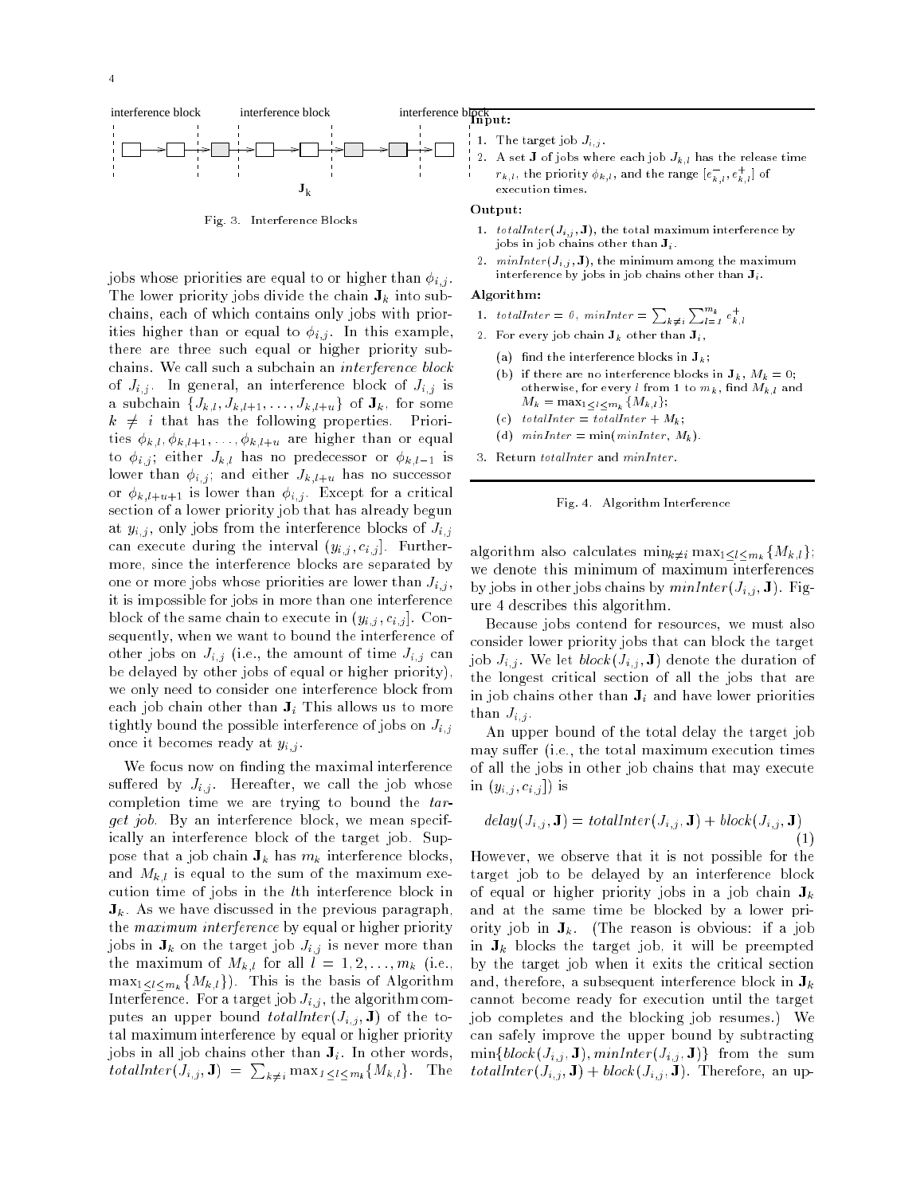interference block interference block interference block

$\mathbf{J}_k$

Fig. 3. Interference Blocks

jobs whose priorities are equal to or higher than $\phi_{i,j}$. The lower priority jobs divide the chain $\mathbf{J}_k$ into subchains, each of which contains only jobs with priorities higher than or equal to $\phi_{i,j}$. In this example, there are three such equal or higher priority subchains. We call such a subchain an *interference block* of $J_{i,j}$. In general, an interference block of $J_{i,j}$ is a subchain $\{J_{k,l}, J_{k,l+1}, \ldots, J_{k,l+u}\}$ of $\mathbf{J}_k$, for some $k \neq i$ that has the following properties. Priorities $\phi_{k,l}, \phi_{k,l+1}, \ldots, \phi_{k,l+u}$ are higher than or equal to $\phi_{i,j}$; either $J_{k,l}$ has no predecessor or $\phi_{k,l-1}$ is lower than $\phi_{i,j}$; and either $J_{k,l+u}$ has no successor or $\phi_{k,l+u+1}$ is lower than $\phi_{i,j}$. Except for a critical section of a lower priority job that has already begun at $y_{i,j}$, only jobs from the interference blocks of $J_{i,j}$ can execute during the interval $(y_{i,j}, c_{i,j}]$. Furthermore, since the interference blocks are separated by one or more jobs whose priorities are lower than $J_{i,j}$, it is impossible for jobs in more than one interference block of the same chain to execute in $(y_{i,j}, c_{i,j}]$. Consequently, when we want to bound the interference of other jobs on $J_{i,j}$ (i.e., the amount of time $J_{i,j}$ can be delayed by other jobs of equal or higher priority), we only need to consider one interference block from each job chain other than $\mathbf{J}_i$ This allows us to more tightly bound the possible interference of jobs on $J_{i,j}$ once it becomes ready at $y_{i,j}$.

We focus now on finding the maximal interference suffered by $J_{i,j}$. Hereafter, we call the job whose completion time we are trying to bound the *target job*. By an interference block, we mean specifically an interference block of the target job. Suppose that a job chain $\mathbf{J}_k$ has $m_k$ interference blocks, and $M_{k,l}$ is equal to the sum of the maximum execution time of jobs in the $l$th interference block in $\mathbf{J}_k$. As we have discussed in the previous paragraph, the *maximum interference* by equal or higher priority jobs in $\mathbf{J}_k$ on the target job $J_{i,j}$ is never more than the maximum of $M_{k,l}$ for all $l = 1, 2, \ldots, m_k$ (i.e., $\max_{1 \le l \le m_k}\{M_{k,l}\}$). This is the basis of Algorithm Interference. For a target job $J_{i,j}$, the algorithm computes an upper bound $totalInter(J_{i,j}, \mathbf{J})$ of the total maximum interference by equal or higher priority jobs in all job chains other than $\mathbf{J}_i$. In other words, $totalInter(J_{i,j}, \mathbf{J}) = \sum_{k \neq i} \max_{1 \le l \le m_k}\{M_{k,l}\}$. The algorithm also calculates $\min_{k \neq i} \max_{1 \le l \le m_k}\{M_{k,l}\}$; we denote this minimum of maximum interferences by jobs in other jobs chains by $minInter(J_{i,j}, \mathbf{J})$. Figure 4 describes this algorithm.

**Input:**

1. The target job $J_{i,j}$.
2. A set $\mathbf{J}$ of jobs where each job $J_{k,l}$ has the release time $r_{k,l}$, the priority $\phi_{k,l}$, and the range $[e^-_{k,l}, e^+_{k,l}]$ of execution times.

**Output:**

1. $totalInter(J_{i,j}, \mathbf{J})$, the total maximum interference by jobs in job chains other than $\mathbf{J}_i$.
2. $minInter(J_{i,j}, \mathbf{J})$, the minimum among the maximum interference by jobs in job chains other than $\mathbf{J}_i$.

**Algorithm:**

1. $totalInter = 0$, $minInter = \sum_{k \neq i} \sum_{l=1}^{m_k} e^+_{k,l}$
2. For every job chain $\mathbf{J}_k$ other than $\mathbf{J}_i$,
   (a) find the interference blocks in $\mathbf{J}_k$;
   (b) if there are no interference blocks in $\mathbf{J}_k$, $M_k = 0$; otherwise, for every $l$ from 1 to $m_k$, find $M_{k,l}$ and $M_k = \max_{1 \le l \le m_k}\{M_{k,l}\}$;
   (c) $totalInter = totalInter + M_k$;
   (d) $minInter = \min(minInter, M_k)$.
3. Return $totalInter$ and $minInter$.

Fig. 4. Algorithm Interference

Because jobs contend for resources, we must also consider lower priority jobs that can block the target job $J_{i,j}$. We let $block(J_{i,j}, \mathbf{J})$ denote the duration of the longest critical section of all the jobs that are in job chains other than $\mathbf{J}_i$ and have lower priorities than $J_{i,j}$.

An upper bound of the total delay the target job may suffer (i.e., the total maximum execution times of all the jobs in other job chains that may execute in $(y_{i,j}, c_{i,j}]$) is

$$delay(J_{i,j}, \mathbf{J}) = totalInter(J_{i,j}, \mathbf{J}) + block(J_{i,j}, \mathbf{J}) \tag{1}$$

However, we observe that it is not possible for the target job to be delayed by an interference block of equal or higher priority jobs in a job chain $\mathbf{J}_k$ and at the same time be blocked by a lower priority job in $\mathbf{J}_k$. (The reason is obvious: if a job in $\mathbf{J}_k$ blocks the target job, it will be preempted by the target job when it exits the critical section and, therefore, a subsequent interference block in $\mathbf{J}_k$ cannot become ready for execution until the target job completes and the blocking job resumes.) We can safely improve the upper bound by subtracting $\min\{block(J_{i,j}, \mathbf{J}), minInter(J_{i,j}, \mathbf{J})\}$ from the sum $totalInter(J_{i,j}, \mathbf{J}) + block(J_{i,j}, \mathbf{J})$. Therefore, an up-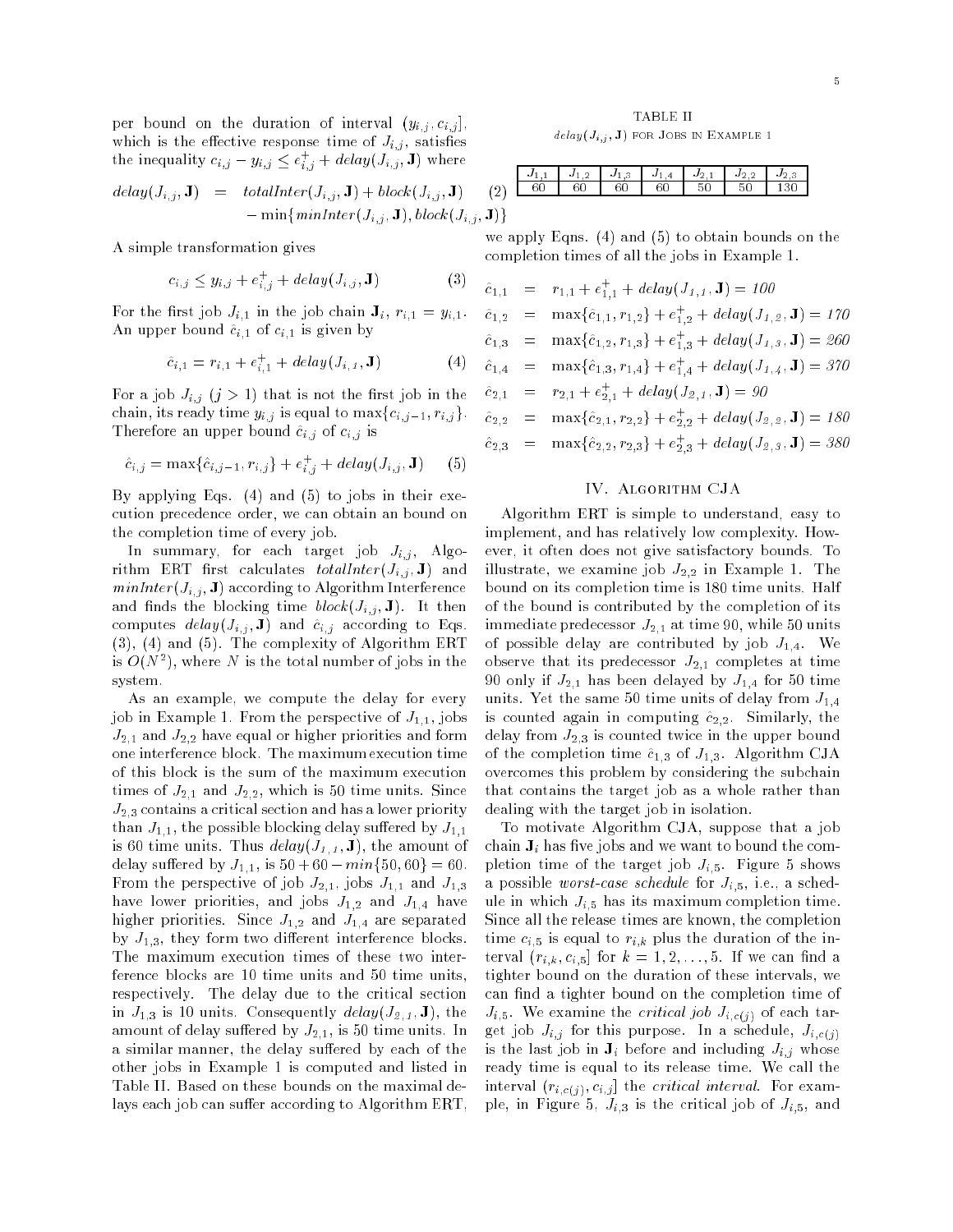per bound on the duration of interval $(y_{i,j}, c_{i,j}]$, which is the effective response time of $J_{i,j}$, satisfies the inequality $c_{i,j} - y_{i,j} \leq e^+_{i,j} + delay(J_{i,j}, \mathbf{J})$ where

$$delay(J_{i,j}, \mathbf{J}) = totalInter(J_{i,j}, \mathbf{J}) + block(J_{i,j}, \mathbf{J}) - \min\{minInter(J_{i,j}, \mathbf{J}), block(J_{i,j}, \mathbf{J})\} \quad (2)$$

A simple transformation gives

$$c_{i,j} \leq y_{i,j} + e^+_{i,j} + delay(J_{i,j}, \mathbf{J}) \quad (3)$$

For the first job $J_{i,1}$ in the job chain $\mathbf{J}_i$, $r_{i,1} = y_{i,1}$. An upper bound $\hat{c}_{i,1}$ of $c_{i,1}$ is given by

$$\hat{c}_{i,1} = r_{i,1} + e^+_{i,1} + delay(J_{i,1}, \mathbf{J}) \quad (4)$$

For a job $J_{i,j}$ $(j > 1)$ that is not the first job in the chain, its ready time $y_{i,j}$ is equal to $\max\{c_{i,j-1}, r_{i,j}\}$. Therefore an upper bound $\hat{c}_{i,j}$ of $c_{i,j}$ is

$$\hat{c}_{i,j} = \max\{\hat{c}_{i,j-1}, r_{i,j}\} + e^+_{i,j} + delay(J_{i,j}, \mathbf{J}) \quad (5)$$

By applying Eqs. (4) and (5) to jobs in their execution precedence order, we can obtain an bound on the completion time of every job.

In summary, for each target job $J_{i,j}$, Algorithm ERT first calculates $totalInter(J_{i,j}, \mathbf{J})$ and $minInter(J_{i,j}, \mathbf{J})$ according to Algorithm Interference and finds the blocking time $block(J_{i,j}, \mathbf{J})$. It then computes $delay(J_{i,j}, \mathbf{J})$ and $\hat{c}_{i,j}$ according to Eqs. (3), (4) and (5). The complexity of Algorithm ERT is $O(N^2)$, where $N$ is the total number of jobs in the system.

As an example, we compute the delay for every job in Example 1. From the perspective of $J_{1,1}$, jobs $J_{2,1}$ and $J_{2,2}$ have equal or higher priorities and form one interference block. The maximum execution time of this block is the sum of the maximum execution times of $J_{2,1}$ and $J_{2,2}$, which is 50 time units. Since $J_{2,3}$ contains a critical section and has a lower priority than $J_{1,1}$, the possible blocking delay suffered by $J_{1,1}$ is 60 time units. Thus $delay(J_{1,1}, \mathbf{J})$, the amount of delay suffered by $J_{1,1}$, is $50 + 60 - min\{50, 60\} = 60$. From the perspective of job $J_{2,1}$, jobs $J_{1,1}$ and $J_{1,3}$ have lower priorities, and jobs $J_{1,2}$ and $J_{1,4}$ have higher priorities. Since $J_{1,2}$ and $J_{1,4}$ are separated by $J_{1,3}$, they form two different interference blocks. The maximum execution times of these two interference blocks are 10 time units and 50 time units, respectively. The delay due to the critical section in $J_{1,3}$ is 10 units. Consequently $delay(J_{2,1}, \mathbf{J})$, the amount of delay suffered by $J_{2,1}$, is 50 time units. In a similar manner, the delay suffered by each of the other jobs in Example 1 is computed and listed in Table II. Based on these bounds on the maximal delays each job can suffer according to Algorithm ERT, we apply Eqns. (4) and (5) to obtain bounds on the completion times of all the jobs in Example 1.

TABLE II
$delay(J_{i,j}, \mathbf{J})$ for Jobs in Example 1

| $J_{1,1}$ | $J_{1,2}$ | $J_{1,3}$ | $J_{1,4}$ | $J_{2,1}$ | $J_{2,2}$ | $J_{2,3}$ |
|---|---|---|---|---|---|---|
| 60 | 60 | 60 | 60 | 50 | 50 | 130 |

$$\begin{aligned}
\hat{c}_{1,1} &= r_{1,1} + e^+_{1,1} + delay(J_{1,1}, \mathbf{J}) = 100 \\
\hat{c}_{1,2} &= \max\{\hat{c}_{1,1}, r_{1,2}\} + e^+_{1,2} + delay(J_{1,2}, \mathbf{J}) = 170 \\
\hat{c}_{1,3} &= \max\{\hat{c}_{1,2}, r_{1,3}\} + e^+_{1,3} + delay(J_{1,3}, \mathbf{J}) = 260 \\
\hat{c}_{1,4} &= \max\{\hat{c}_{1,3}, r_{1,4}\} + e^+_{1,4} + delay(J_{1,4}, \mathbf{J}) = 370 \\
\hat{c}_{2,1} &= r_{2,1} + e^+_{2,1} + delay(J_{2,1}, \mathbf{J}) = 90 \\
\hat{c}_{2,2} &= \max\{\hat{c}_{2,1}, r_{2,2}\} + e^+_{2,2} + delay(J_{2,2}, \mathbf{J}) = 180 \\
\hat{c}_{2,3} &= \max\{\hat{c}_{2,2}, r_{2,3}\} + e^+_{2,3} + delay(J_{2,3}, \mathbf{J}) = 380
\end{aligned}$$

## IV. Algorithm CJA

Algorithm ERT is simple to understand, easy to implement, and has relatively low complexity. However, it often does not give satisfactory bounds. To illustrate, we examine job $J_{2,2}$ in Example 1. The bound on its completion time is 180 time units. Half of the bound is contributed by the completion of its immediate predecessor $J_{2,1}$ at time 90, while 50 units of possible delay are contributed by job $J_{1,4}$. We observe that its predecessor $J_{2,1}$ completes at time 90 only if $J_{2,1}$ has been delayed by $J_{1,4}$ for 50 time units. Yet the same 50 time units of delay from $J_{1,4}$ is counted again in computing $\hat{c}_{2,2}$. Similarly, the delay from $J_{2,3}$ is counted twice in the upper bound of the completion time $\hat{c}_{1,3}$ of $J_{1,3}$. Algorithm CJA overcomes this problem by considering the subchain that contains the target job as a whole rather than dealing with the target job in isolation.

To motivate Algorithm CJA, suppose that a job chain $\mathbf{J}_i$ has five jobs and we want to bound the completion time of the target job $J_{i,5}$. Figure 5 shows a possible *worst-case schedule* for $J_{i,5}$, i.e., a schedule in which $J_{i,5}$ has its maximum completion time. Since all the release times are known, the completion time $c_{i,5}$ is equal to $r_{i,k}$ plus the duration of the interval $(r_{i,k}, c_{i,5}]$ for $k = 1, 2, \ldots, 5$. If we can find a tighter bound on the duration of these intervals, we can find a tighter bound on the completion time of $J_{i,5}$. We examine the *critical job* $J_{i,c(j)}$ of each target job $J_{i,j}$ for this purpose. In a schedule, $J_{i,c(j)}$ is the last job in $\mathbf{J}_i$ before and including $J_{i,j}$ whose ready time is equal to its release time. We call the interval $(r_{i,c(j)}, c_{i,j}]$ the *critical interval*. For example, in Figure 5, $J_{i,3}$ is the critical job of $J_{i,5}$, and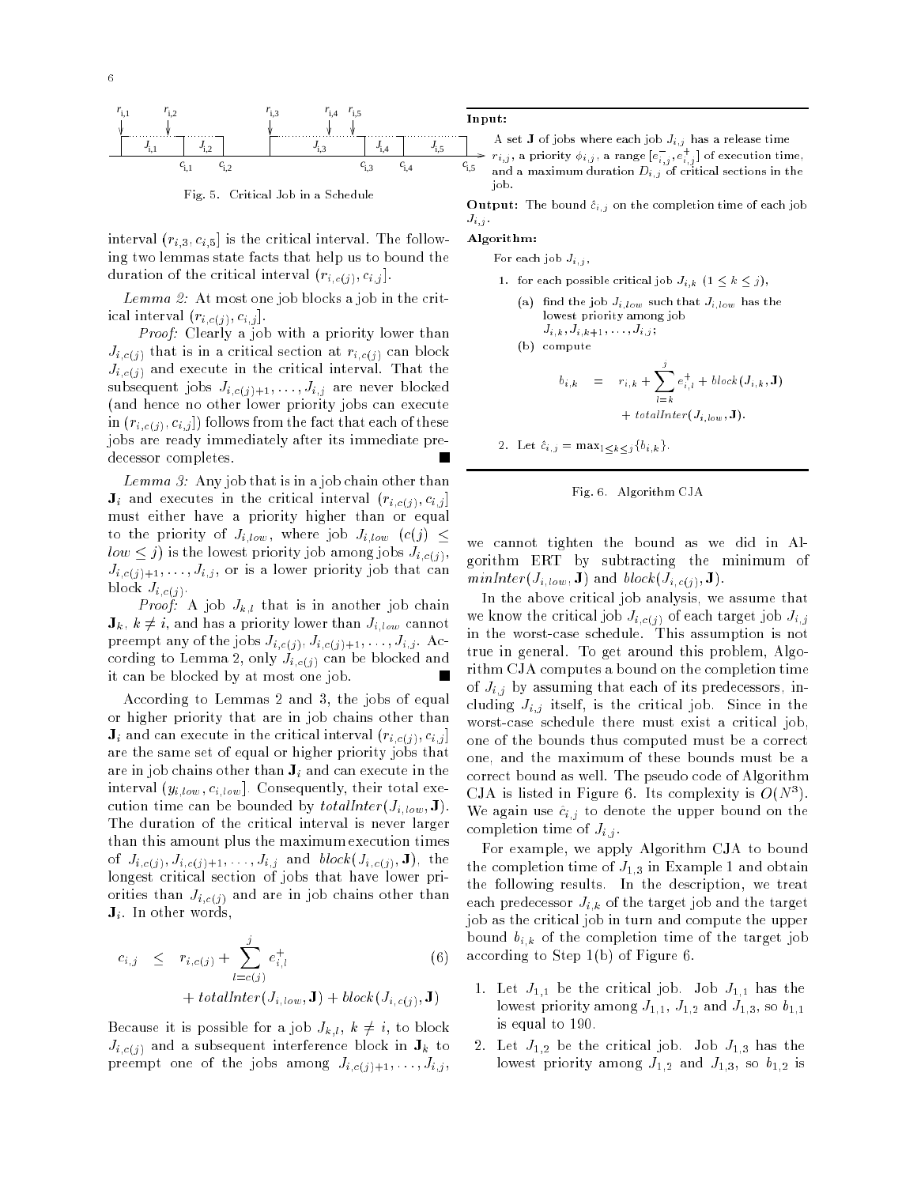Fig. 5. Critical Job in a Schedule

interval $(r_{i,3}, c_{i,5}]$ is the critical interval. The following two lemmas state facts that help us to bound the duration of the critical interval $(r_{i,c(j)}, c_{i,j}]$.

*Lemma 2:* At most one job blocks a job in the critical interval $(r_{i,c(j)}, c_{i,j}]$.

*Proof:* Clearly a job with a priority lower than $J_{i,c(j)}$ that is in a critical section at $r_{i,c(j)}$ can block $J_{i,c(j)}$ and execute in the critical interval. That the subsequent jobs $J_{i,c(j)+1}, \ldots, J_{i,j}$ are never blocked (and hence no other lower priority jobs can execute in $(r_{i,c(j)}, c_{i,j}]$) follows from the fact that each of these jobs are ready immediately after its immediate predecessor completes. ∎

*Lemma 3:* Any job that is in a job chain other than $\mathbf{J}_i$ and executes in the critical interval $(r_{i,c(j)}, c_{i,j}]$ must either have a priority higher than or equal to the priority of $J_{i,low}$, where job $J_{i,low}$ $(c(j) \leq low \leq j)$ is the lowest priority job among jobs $J_{i,c(j)}$, $J_{i,c(j)+1}, \ldots, J_{i,j}$, or is a lower priority job that can block $J_{i,c(j)}$.

*Proof:* A job $J_{k,l}$ that is in another job chain $\mathbf{J}_k$, $k \neq i$, and has a priority lower than $J_{i,low}$ cannot preempt any of the jobs $J_{i,c(j)}, J_{i,c(j)+1}, \ldots, J_{i,j}$. According to Lemma 2, only $J_{i,c(j)}$ can be blocked and it can be blocked by at most one job. ∎

According to Lemmas 2 and 3, the jobs of equal or higher priority that are in job chains other than $\mathbf{J}_i$ and can execute in the critical interval $(r_{i,c(j)}, c_{i,j}]$ are the same set of equal or higher priority jobs that are in job chains other than $\mathbf{J}_i$ and can execute in the interval $(y_{i,low}, c_{i,low}]$. Consequently, their total execution time can be bounded by $totalInter(J_{i,low}, \mathbf{J})$. The duration of the critical interval is never larger than this amount plus the maximum execution times of $J_{i,c(j)}, J_{i,c(j)+1}, \ldots, J_{i,j}$ and $block(J_{i,c(j)}, \mathbf{J})$, the longest critical section of jobs that have lower priorities than $J_{i,c(j)}$ and are in job chains other than $\mathbf{J}_i$. In other words,

$$
c_{i,j} \leq r_{i,c(j)} + \sum_{l=c(j)}^{j} e^{+}_{i,l} + totalInter(J_{i,low}, \mathbf{J}) + block(J_{i,c(j)}, \mathbf{J}) \tag{6}
$$

Because it is possible for a job $J_{k,l}$, $k \neq i$, to block $J_{i,c(j)}$ and a subsequent interference block in $\mathbf{J}_k$ to preempt one of the jobs among $J_{i,c(j)+1}, \ldots, J_{i,j}$, we cannot tighten the bound as we did in Algorithm ERT by subtracting the minimum of $minInter(J_{i,low}, \mathbf{J})$ and $block(J_{i,c(j)}, \mathbf{J})$.

**Input:**

A set $\mathbf{J}$ of jobs where each job $J_{i,j}$ has a release time $r_{i,j}$, a priority $\phi_{i,j}$, a range $[e^{-}_{i,j}, e^{+}_{i,j}]$ of execution time, and a maximum duration $D_{i,j}$ of critical sections in the job.

**Output:** The bound $\hat{c}_{i,j}$ on the completion time of each job $J_{i,j}$.

**Algorithm:**

For each job $J_{i,j}$,

1. for each possible critical job $J_{i,k}$ $(1 \leq k \leq j)$,
   (a) find the job $J_{i,low}$ such that $J_{i,low}$ has the lowest priority among job $J_{i,k}, J_{i,k+1}, \ldots, J_{i,j}$;
   (b) compute
   $$
   b_{i,k} = r_{i,k} + \sum_{l=k}^{j} e^{+}_{i,l} + block(J_{i,k}, \mathbf{J}) + totalInter(J_{i,low}, \mathbf{J}).
   $$
2. Let $\hat{c}_{i,j} = \max_{1 \leq k \leq j}\{b_{i,k}\}$.

Fig. 6. Algorithm CJA

In the above critical job analysis, we assume that we know the critical job $J_{i,c(j)}$ of each target job $J_{i,j}$ in the worst-case schedule. This assumption is not true in general. To get around this problem, Algorithm CJA computes a bound on the completion time of $J_{i,j}$ by assuming that each of its predecessors, including $J_{i,j}$ itself, is the critical job. Since in the worst-case schedule there must exist a critical job, one of the bounds thus computed must be a correct one, and the maximum of these bounds must be a correct bound as well. The pseudo code of Algorithm CJA is listed in Figure 6. Its complexity is $O(N^3)$. We again use $\hat{c}_{i,j}$ to denote the upper bound on the completion time of $J_{i,j}$.

For example, we apply Algorithm CJA to bound the completion time of $J_{1,3}$ in Example 1 and obtain the following results. In the description, we treat each predecessor $J_{i,k}$ of the target job and the target job as the critical job in turn and compute the upper bound $b_{i,k}$ of the completion time of the target job according to Step 1(b) of Figure 6.

1. Let $J_{1,1}$ be the critical job. Job $J_{1,1}$ has the lowest priority among $J_{1,1}$, $J_{1,2}$ and $J_{1,3}$, so $b_{1,1}$ is equal to 190.
2. Let $J_{1,2}$ be the critical job. Job $J_{1,3}$ has the lowest priority among $J_{1,2}$ and $J_{1,3}$, so $b_{1,2}$ is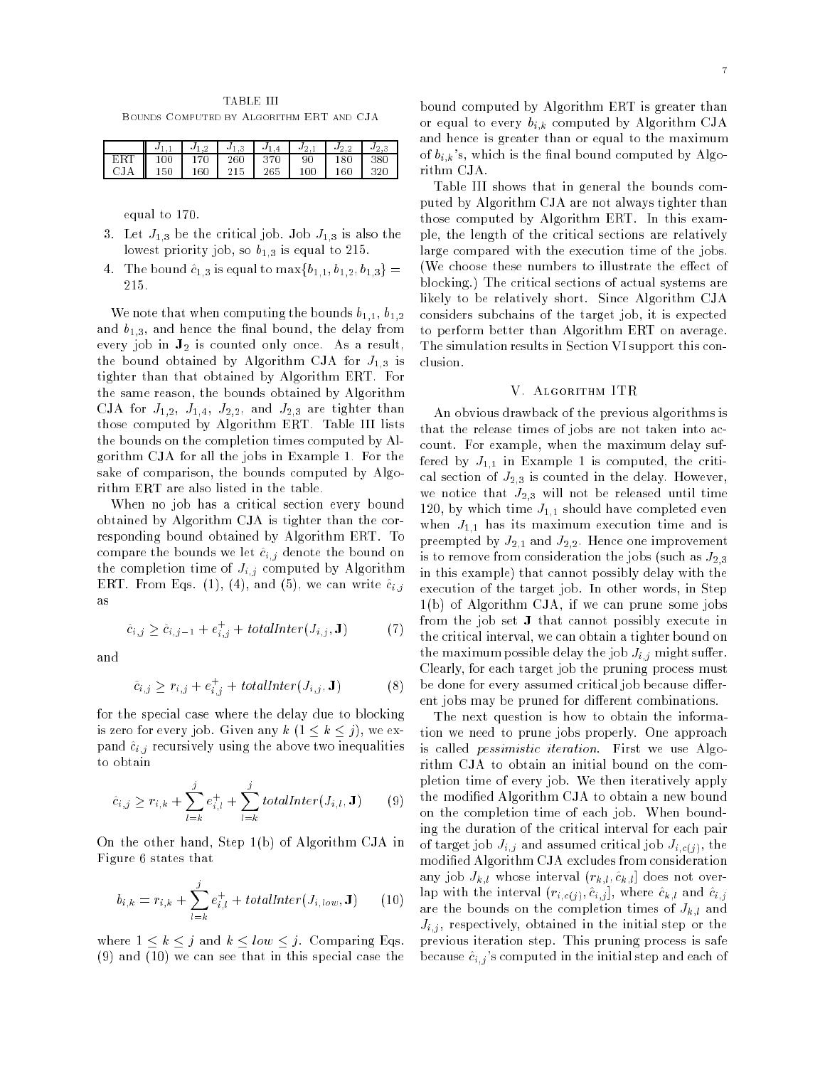TABLE III
BOUNDS COMPUTED BY ALGORITHM ERT AND CJA

| | $J_{1,1}$ | $J_{1,2}$ | $J_{1,3}$ | $J_{1,4}$ | $J_{2,1}$ | $J_{2,2}$ | $J_{2,3}$ |
|---|---|---|---|---|---|---|---|
| ERT | 100 | 170 | 260 | 370 | 90 | 180 | 380 |
| CJA | 150 | 160 | 215 | 265 | 100 | 160 | 320 |

equal to 170.

3. Let $J_{1,3}$ be the critical job. Job $J_{1,3}$ is also the lowest priority job, so $b_{1,3}$ is equal to 215.
4. The bound $\hat{c}_{1,3}$ is equal to $\max\{b_{1,1}, b_{1,2}, b_{1,3}\} = 215$.

We note that when computing the bounds $b_{1,1}$, $b_{1,2}$ and $b_{1,3}$, and hence the final bound, the delay from every job in $\mathbf{J}_2$ is counted only once. As a result, the bound obtained by Algorithm CJA for $J_{1,3}$ is tighter than that obtained by Algorithm ERT. For the same reason, the bounds obtained by Algorithm CJA for $J_{1,2}$, $J_{1,4}$, $J_{2,2}$, and $J_{2,3}$ are tighter than those computed by Algorithm ERT. Table III lists the bounds on the completion times computed by Algorithm CJA for all the jobs in Example 1. For the sake of comparison, the bounds computed by Algorithm ERT are also listed in the table.

When no job has a critical section every bound obtained by Algorithm CJA is tighter than the corresponding bound obtained by Algorithm ERT. To compare the bounds we let $\hat{c}_{i,j}$ denote the bound on the completion time of $J_{i,j}$ computed by Algorithm ERT. From Eqs. (1), (4), and (5), we can write $\hat{c}_{i,j}$ as

$$\hat{c}_{i,j} \geq \hat{c}_{i,j-1} + e^{+}_{i,j} + \mathit{totalInter}(J_{i,j}, \mathbf{J}) \qquad (7)$$

and

$$\hat{c}_{i,j} \geq r_{i,j} + e^{+}_{i,j} + \mathit{totalInter}(J_{i,j}, \mathbf{J}) \qquad (8)$$

for the special case where the delay due to blocking is zero for every job. Given any $k$ ($1 \leq k \leq j$), we expand $\hat{c}_{i,j}$ recursively using the above two inequalities to obtain

$$\hat{c}_{i,j} \geq r_{i,k} + \sum_{l=k}^{j} e^{+}_{i,l} + \sum_{l=k}^{j} \mathit{totalInter}(J_{i,l}, \mathbf{J}) \qquad (9)$$

On the other hand, Step 1(b) of Algorithm CJA in Figure 6 states that

$$b_{i,k} = r_{i,k} + \sum_{l=k}^{j} e^{+}_{i,l} + \mathit{totalInter}(J_{i,low}, \mathbf{J}) \qquad (10)$$

where $1 \leq k \leq j$ and $k \leq low \leq j$. Comparing Eqs. (9) and (10) we can see that in this special case the bound computed by Algorithm ERT is greater than or equal to every $b_{i,k}$ computed by Algorithm CJA and hence is greater than or equal to the maximum of $b_{i,k}$'s, which is the final bound computed by Algorithm CJA.

Table III shows that in general the bounds computed by Algorithm CJA are not always tighter than those computed by Algorithm ERT. In this example, the length of the critical sections are relatively large compared with the execution time of the jobs. (We choose these numbers to illustrate the effect of blocking.) The critical sections of actual systems are likely to be relatively short. Since Algorithm CJA considers subchains of the target job, it is expected to perform better than Algorithm ERT on average. The simulation results in Section VI support this conclusion.

## V. ALGORITHM ITR

An obvious drawback of the previous algorithms is that the release times of jobs are not taken into account. For example, when the maximum delay suffered by $J_{1,1}$ in Example 1 is computed, the critical section of $J_{2,3}$ is counted in the delay. However, we notice that $J_{2,3}$ will not be released until time 120, by which time $J_{1,1}$ should have completed even when $J_{1,1}$ has its maximum execution time and is preempted by $J_{2,1}$ and $J_{2,2}$. Hence one improvement is to remove from consideration the jobs (such as $J_{2,3}$ in this example) that cannot possibly delay with the execution of the target job. In other words, in Step 1(b) of Algorithm CJA, if we can prune some jobs from the job set $\mathbf{J}$ that cannot possibly execute in the critical interval, we can obtain a tighter bound on the maximum possible delay the job $J_{i,j}$ might suffer. Clearly, for each target job the pruning process must be done for every assumed critical job because different jobs may be pruned for different combinations.

The next question is how to obtain the information we need to prune jobs properly. One approach is called *pessimistic iteration*. First we use Algorithm CJA to obtain an initial bound on the completion time of every job. We then iteratively apply the modified Algorithm CJA to obtain a new bound on the completion time of each job. When bounding the duration of the critical interval for each pair of target job $J_{i,j}$ and assumed critical job $J_{i,c(j)}$, the modified Algorithm CJA excludes from consideration any job $J_{k,l}$ whose interval $(r_{k,l}, \hat{c}_{k,l}]$ does not overlap with the interval $(r_{i,c(j)}, \hat{c}_{i,j}]$, where $\hat{c}_{k,l}$ and $\hat{c}_{i,j}$ are the bounds on the completion times of $J_{k,l}$ and $J_{i,j}$, respectively, obtained in the initial step or the previous iteration step. This pruning process is safe because $\hat{c}_{i,j}$'s computed in the initial step and each of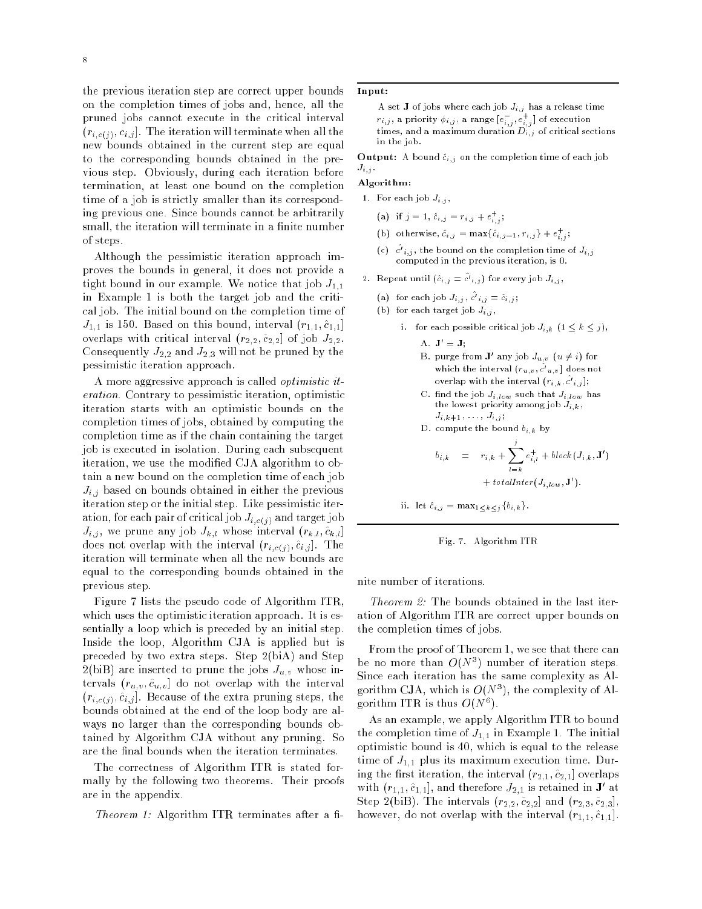the previous iteration step are correct upper bounds on the completion times of jobs and, hence, all the pruned jobs cannot execute in the critical interval $(r_{i,c(j)}, c_{i,j}]$. The iteration will terminate when all the new bounds obtained in the current step are equal to the corresponding bounds obtained in the previous step. Obviously, during each iteration before termination, at least one bound on the completion time of a job is strictly smaller than its corresponding previous one. Since bounds cannot be arbitrarily small, the iteration will terminate in a finite number of steps.

Although the pessimistic iteration approach improves the bounds in general, it does not provide a tight bound in our example. We notice that job $J_{1,1}$ in Example 1 is both the target job and the critical job. The initial bound on the completion time of $J_{1,1}$ is 150. Based on this bound, interval $(r_{1,1}, \hat{c}_{1,1}]$ overlaps with critical interval $(r_{2,2}, \hat{c}_{2,2}]$ of job $J_{2,2}$. Consequently $J_{2,2}$ and $J_{2,3}$ will not be pruned by the pessimistic iteration approach.

A more aggressive approach is called *optimistic iteration*. Contrary to pessimistic iteration, optimistic iteration starts with an optimistic bounds on the completion times of jobs, obtained by computing the completion time as if the chain containing the target job is executed in isolation. During each subsequent iteration, we use the modified CJA algorithm to obtain a new bound on the completion time of each job $J_{i,j}$ based on bounds obtained in either the previous iteration step or the initial step. Like pessimistic iteration, for each pair of critical job $J_{i,c(j)}$ and target job $J_{i,j}$, we prune any job $J_{k,l}$ whose interval $(r_{k,l}, \hat{c}_{k,l}]$ does not overlap with the interval $(r_{i,c(j)}, \hat{c}_{i,j}]$. The iteration will terminate when all the new bounds are equal to the corresponding bounds obtained in the previous step.

Figure 7 lists the pseudo code of Algorithm ITR, which uses the optimistic iteration approach. It is essentially a loop which is preceded by an initial step. Inside the loop, Algorithm CJA is applied but is preceded by two extra steps. Step 2(biA) and Step 2(biB) are inserted to prune the jobs $J_{u,v}$ whose intervals $(r_{u,v}, \hat{c}_{u,v}]$ do not overlap with the interval $(r_{i,c(j)}, \hat{c}_{i,j}]$. Because of the extra pruning steps, the bounds obtained at the end of the loop body are always no larger than the corresponding bounds obtained by Algorithm CJA without any pruning. So are the final bounds when the iteration terminates.

The correctness of Algorithm ITR is stated formally by the following two theorems. Their proofs are in the appendix.

*Theorem 1:* Algorithm ITR terminates after a finite number of iterations.

*Theorem 2:* The bounds obtained in the last iteration of Algorithm ITR are correct upper bounds on the completion times of jobs.

From the proof of Theorem 1, we see that there can be no more than $O(N^3)$ number of iteration steps. Since each iteration has the same complexity as Algorithm CJA, which is $O(N^3)$, the complexity of Algorithm ITR is thus $O(N^6)$.

As an example, we apply Algorithm ITR to bound the completion time of $J_{1,1}$ in Example 1. The initial optimistic bound is 40, which is equal to the release time of $J_{1,1}$ plus its maximum execution time. During the first iteration, the interval $(r_{2,1}, \hat{c}_{2,1}]$ overlaps with $(r_{1,1}, \hat{c}_{1,1}]$, and therefore $J_{2,1}$ is retained in $\mathbf{J}'$ at Step 2(biB). The intervals $(r_{2,2}, \hat{c}_{2,2}]$ and $(r_{2,3}, \hat{c}_{2,3}]$, however, do not overlap with the interval $(r_{1,1}, \hat{c}_{1,1}]$.

---

**Input:**

A set $\mathbf{J}$ of jobs where each job $J_{i,j}$ has a release time $r_{i,j}$, a priority $\phi_{i,j}$, a range $[e^-_{i,j}, e^+_{i,j}]$ of execution times, and a maximum duration $D_{i,j}$ of critical sections in the job.

**Output:** A bound $\hat{c}_{i,j}$ on the completion time of each job $J_{i,j}$.

**Algorithm:**

1. For each job $J_{i,j}$,
   (a) if $j = 1$, $\hat{c}_{i,j} = r_{i,j} + e^+_{i,j}$;
   (b) otherwise, $\hat{c}_{i,j} = \max\{\hat{c}_{i,j-1}, r_{i,j}\} + e^+_{i,j}$;
   (c) $\hat{c}'_{i,j}$, the bound on the completion time of $J_{i,j}$ computed in the previous iteration, is 0.
2. Repeat until $(\hat{c}_{i,j} = \hat{c}'_{i,j})$ for every job $J_{i,j}$,
   (a) for each job $J_{i,j}$, $\hat{c}'_{i,j} = \hat{c}_{i,j}$;
   (b) for each target job $J_{i,j}$,
      i. for each possible critical job $J_{i,k}$ $(1 \le k \le j)$,
         A. $\mathbf{J}' = \mathbf{J}$;
         B. purge from $\mathbf{J}'$ any job $J_{u,v}$ $(u \ne i)$ for which the interval $(r_{u,v}, \hat{c}'_{u,v}]$ does not overlap with the interval $(r_{i,k}, \hat{c}'_{i,j}]$;
         C. find the job $J_{i,low}$ such that $J_{i,low}$ has the lowest priority among job $J_{i,k}$, $J_{i,k+1}$, ..., $J_{i,j}$;
         D. compute the bound $b_{i,k}$ by
$$b_{i,k} = r_{i,k} + \sum_{l=k}^{j} e^+_{i,l} + block(J_{i,k}, \mathbf{J}') + totalInter(J_{i,low}, \mathbf{J}').$$
      ii. let $\hat{c}_{i,j} = \max_{1 \le k \le j}\{b_{i,k}\}$.

Fig. 7. Algorithm ITR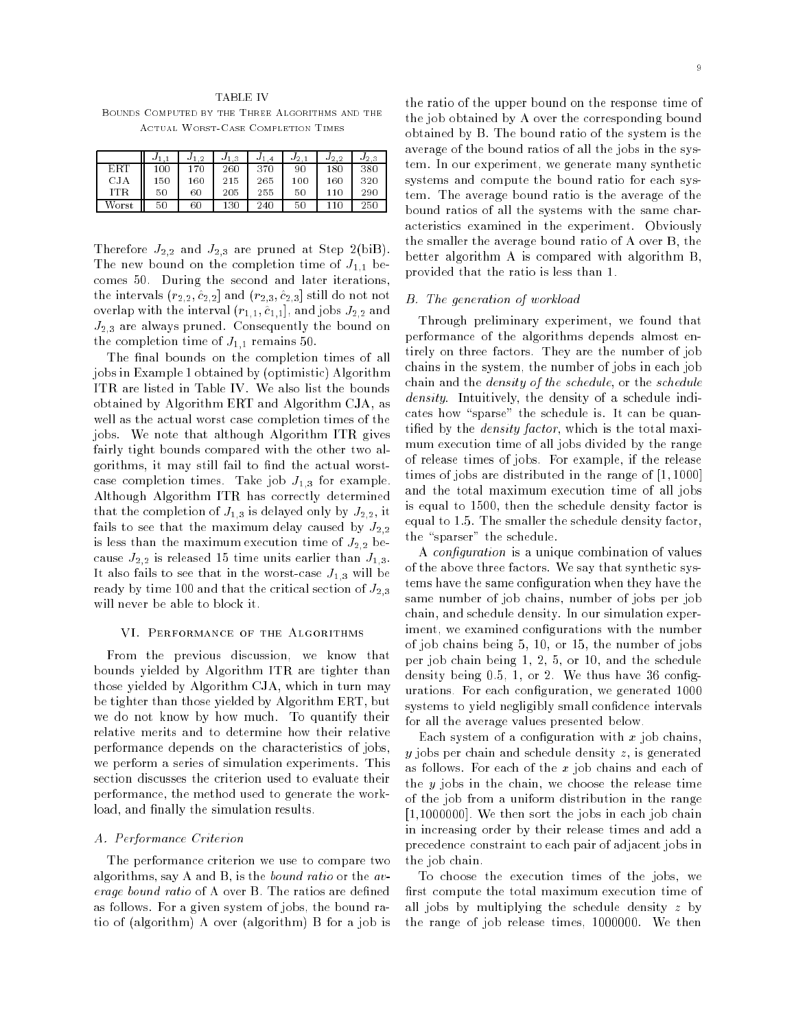TABLE IV
BOUNDS COMPUTED BY THE THREE ALGORITHMS AND THE ACTUAL WORST-CASE COMPLETION TIMES

| | $J_{1,1}$ | $J_{1,2}$ | $J_{1,3}$ | $J_{1,4}$ | $J_{2,1}$ | $J_{2,2}$ | $J_{2,3}$ |
|---|---|---|---|---|---|---|---|
| ERT | 100 | 170 | 260 | 370 | 90 | 180 | 380 |
| CJA | 150 | 160 | 215 | 265 | 100 | 160 | 320 |
| ITR | 50 | 60 | 205 | 255 | 50 | 110 | 290 |
| Worst | 50 | 60 | 130 | 240 | 50 | 110 | 250 |

Therefore $J_{2,2}$ and $J_{2,3}$ are pruned at Step 2(biB). The new bound on the completion time of $J_{1,1}$ becomes 50. During the second and later iterations, the intervals $(r_{2,2}, \hat{c}_{2,2}]$ and $(r_{2,3}, \hat{c}_{2,3}]$ still do not not overlap with the interval $(r_{1,1}, \hat{c}_{1,1}]$, and jobs $J_{2,2}$ and $J_{2,3}$ are always pruned. Consequently the bound on the completion time of $J_{1,1}$ remains 50.

The final bounds on the completion times of all jobs in Example 1 obtained by (optimistic) Algorithm ITR are listed in Table IV. We also list the bounds obtained by Algorithm ERT and Algorithm CJA, as well as the actual worst case completion times of the jobs. We note that although Algorithm ITR gives fairly tight bounds compared with the other two algorithms, it may still fail to find the actual worst-case completion times. Take job $J_{1,3}$ for example. Although Algorithm ITR has correctly determined that the completion of $J_{1,3}$ is delayed only by $J_{2,2}$, it fails to see that the maximum delay caused by $J_{2,2}$ is less than the maximum execution time of $J_{2,2}$ because $J_{2,2}$ is released 15 time units earlier than $J_{1,3}$. It also fails to see that in the worst-case $J_{1,3}$ will be ready by time 100 and that the critical section of $J_{2,3}$ will never be able to block it.

## VI. Performance of the Algorithms

From the previous discussion, we know that bounds yielded by Algorithm ITR are tighter than those yielded by Algorithm CJA, which in turn may be tighter than those yielded by Algorithm ERT, but we do not know by how much. To quantify their relative merits and to determine how their relative performance depends on the characteristics of jobs, we perform a series of simulation experiments. This section discusses the criterion used to evaluate their performance, the method used to generate the workload, and finally the simulation results.

### A. Performance Criterion

The performance criterion we use to compare two algorithms, say A and B, is the *bound ratio* or the *average bound ratio* of A over B. The ratios are defined as follows. For a given system of jobs, the bound ratio of (algorithm) A over (algorithm) B for a job is the ratio of the upper bound on the response time of the job obtained by A over the corresponding bound obtained by B. The bound ratio of the system is the average of the bound ratios of all the jobs in the system. In our experiment, we generate many synthetic systems and compute the bound ratio for each system. The average bound ratio is the average of the bound ratios of all the systems with the same characteristics examined in the experiment. Obviously the smaller the average bound ratio of A over B, the better algorithm A is compared with algorithm B, provided that the ratio is less than 1.

### B. The generation of workload

Through preliminary experiment, we found that performance of the algorithms depends almost entirely on three factors. They are the number of job chains in the system, the number of jobs in each job chain and the *density of the schedule*, or the *schedule density*. Intuitively, the density of a schedule indicates how "sparse" the schedule is. It can be quantified by the *density factor*, which is the total maximum execution time of all jobs divided by the range of release times of jobs. For example, if the release times of jobs are distributed in the range of $[1, 1000]$ and the total maximum execution time of all jobs is equal to 1500, then the schedule density factor is equal to 1.5. The smaller the schedule density factor, the "sparser" the schedule.

A *configuration* is a unique combination of values of the above three factors. We say that synthetic systems have the same configuration when they have the same number of job chains, number of jobs per job chain, and schedule density. In our simulation experiment, we examined configurations with the number of job chains being 5, 10, or 15, the number of jobs per job chain being 1, 2, 5, or 10, and the schedule density being 0.5, 1, or 2. We thus have 36 configurations. For each configuration, we generated 1000 systems to yield negligibly small confidence intervals for all the average values presented below.

Each system of a configuration with $x$ job chains, $y$ jobs per chain and schedule density $z$, is generated as follows. For each of the $x$ job chains and each of the $y$ jobs in the chain, we choose the release time of the job from a uniform distribution in the range $[1, 1000000]$. We then sort the jobs in each job chain in increasing order by their release times and add a precedence constraint to each pair of adjacent jobs in the job chain.

To choose the execution times of the jobs, we first compute the total maximum execution time of all jobs by multiplying the schedule density $z$ by the range of job release times, 1000000. We then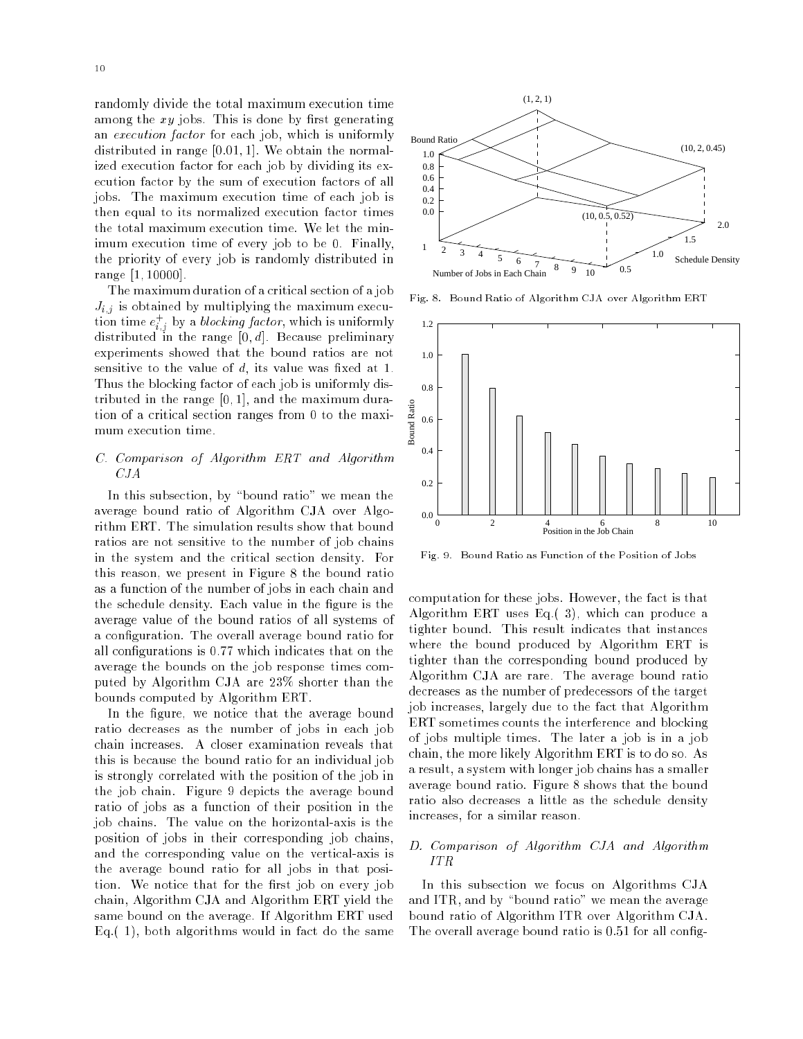randomly divide the total maximum execution time among the $xy$ jobs. This is done by first generating an *execution factor* for each job, which is uniformly distributed in range $[0.01, 1]$. We obtain the normalized execution factor for each job by dividing its execution factor by the sum of execution factors of all jobs. The maximum execution time of each job is then equal to its normalized execution factor times the total maximum execution time. We let the minimum execution time of every job to be 0. Finally, the priority of every job is randomly distributed in range $[1, 10000]$.

The maximum duration of a critical section of a job $J_{i,j}$ is obtained by multiplying the maximum execution time $e^+_{i,j}$ by a *blocking factor*, which is uniformly distributed in the range $[0, d]$. Because preliminary experiments showed that the bound ratios are not sensitive to the value of $d$, its value was fixed at 1. Thus the blocking factor of each job is uniformly distributed in the range $[0, 1]$, and the maximum duration of a critical section ranges from 0 to the maximum execution time.

### C. Comparison of Algorithm ERT and Algorithm CJA

In this subsection, by "bound ratio" we mean the average bound ratio of Algorithm CJA over Algorithm ERT. The simulation results show that bound ratios are not sensitive to the number of job chains in the system and the critical section density. For this reason, we present in Figure 8 the bound ratio as a function of the number of jobs in each chain and the schedule density. Each value in the figure is the average value of the bound ratios of all systems of a configuration. The overall average bound ratio for all configurations is 0.77 which indicates that on the average the bounds on the job response times computed by Algorithm CJA are 23% shorter than the bounds computed by Algorithm ERT.

In the figure, we notice that the average bound ratio decreases as the number of jobs in each job chain increases. A closer examination reveals that this is because the bound ratio for an individual job is strongly correlated with the position of the job in the job chain. Figure 9 depicts the average bound ratio of jobs as a function of their position in the job chains. The value on the horizontal-axis is the position of jobs in their corresponding job chains, and the corresponding value on the vertical-axis is the average bound ratio for all jobs in that position. We notice that for the first job on every job chain, Algorithm CJA and Algorithm ERT yield the same bound on the average. If Algorithm ERT used Eq.( 1), both algorithms would in fact do the same computation for these jobs. However, the fact is that Algorithm ERT uses Eq.( 3), which can produce a tighter bound. This result indicates that instances where the bound produced by Algorithm ERT is tighter than the corresponding bound produced by Algorithm CJA are rare. The average bound ratio decreases as the number of predecessors of the target job increases, largely due to the fact that Algorithm ERT sometimes counts the interference and blocking of jobs multiple times. The later a job is in a job chain, the more likely Algorithm ERT is to do so. As a result, a system with longer job chains has a smaller average bound ratio. Figure 8 shows that the bound ratio also decreases a little as the schedule density increases, for a similar reason.

Fig. 8. Bound Ratio of Algorithm CJA over Algorithm ERT

Fig. 9. Bound Ratio as Function of the Position of Jobs

### D. Comparison of Algorithm CJA and Algorithm ITR

In this subsection we focus on Algorithms CJA and ITR, and by "bound ratio" we mean the average bound ratio of Algorithm ITR over Algorithm CJA. The overall average bound ratio is 0.51 for all config-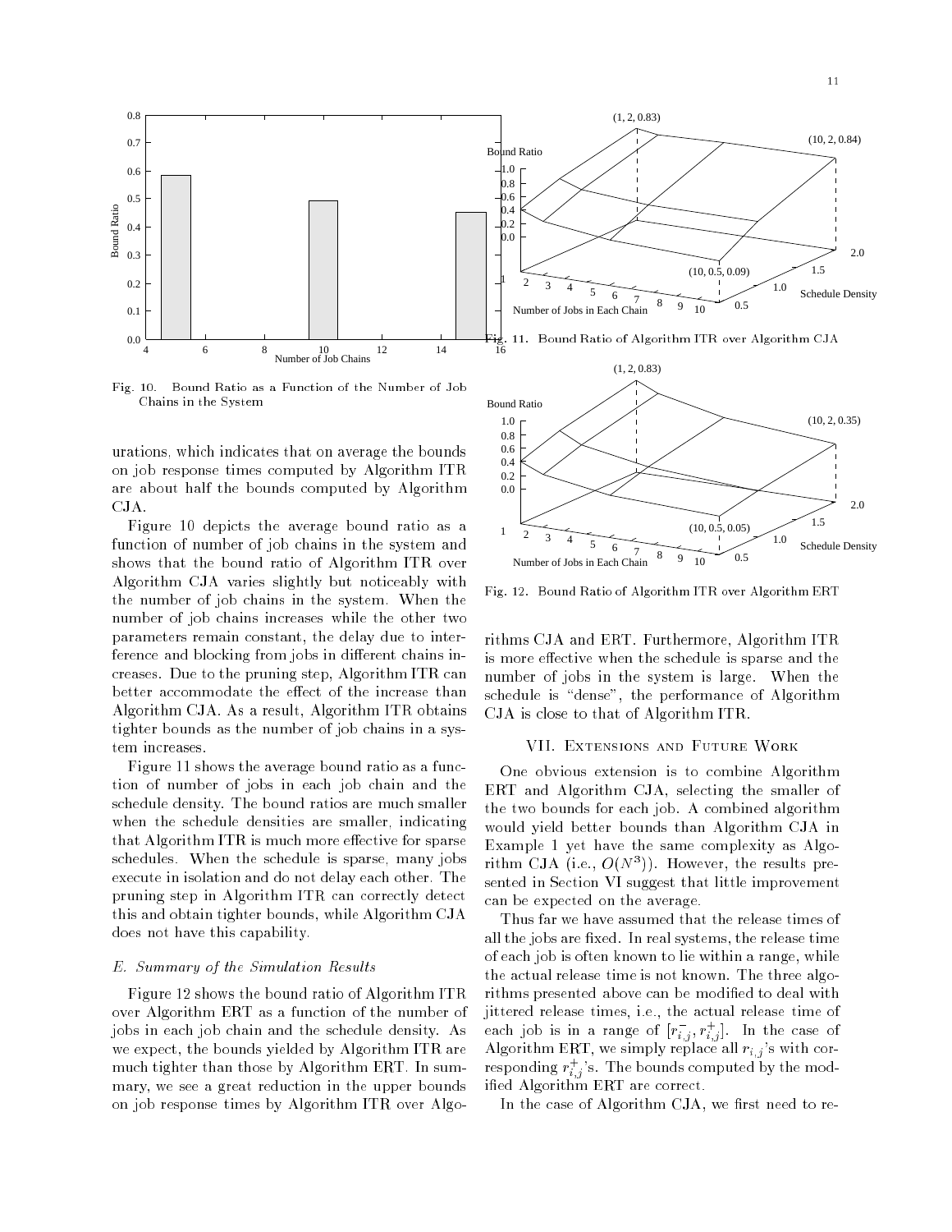0.8
0.7
0.6
0.5
0.4
0.3
0.2
0.1
0.0
4 6 8 10 12 14 16
Number of Job Chains
Bound Ratio

Fig. 10. Bound Ratio as a Function of the Number of Job Chains in the System

Bound Ratio
1.0
0.8
0.6
0.4
0.2
0.0
(1, 2, 0.83)
(10, 2, 0.84)
(10, 0.5, 0.09)
1 2 3 4 5 6 7 8 9 10
Number of Jobs in Each Chain
0.5 1.0 1.5 2.0
Schedule Density

Fig. 11. Bound Ratio of Algorithm ITR over Algorithm CJA

Bound Ratio
1.0
0.8
0.6
0.4
0.2
0.0
(1, 2, 0.83)
(10, 2, 0.35)
(10, 0.5, 0.05)
1 2 3 4 5 6 7 8 9 10
Number of Jobs in Each Chain
0.5 1.0 1.5 2.0
Schedule Density

Fig. 12. Bound Ratio of Algorithm ITR over Algorithm ERT

urations, which indicates that on average the bounds on job response times computed by Algorithm ITR are about half the bounds computed by Algorithm CJA.

Figure 10 depicts the average bound ratio as a function of number of job chains in the system and shows that the bound ratio of Algorithm ITR over Algorithm CJA varies slightly but noticeably with the number of job chains in the system. When the number of job chains increases while the other two parameters remain constant, the delay due to interference and blocking from jobs in different chains increases. Due to the pruning step, Algorithm ITR can better accommodate the effect of the increase than Algorithm CJA. As a result, Algorithm ITR obtains tighter bounds as the number of job chains in a system increases.

Figure 11 shows the average bound ratio as a function of number of jobs in each job chain and the schedule density. The bound ratios are much smaller when the schedule densities are smaller, indicating that Algorithm ITR is much more effective for sparse schedules. When the schedule is sparse, many jobs execute in isolation and do not delay each other. The pruning step in Algorithm ITR can correctly detect this and obtain tighter bounds, while Algorithm CJA does not have this capability.

### E. Summary of the Simulation Results

Figure 12 shows the bound ratio of Algorithm ITR over Algorithm ERT as a function of the number of jobs in each job chain and the schedule density. As we expect, the bounds yielded by Algorithm ITR are much tighter than those by Algorithm ERT. In summary, we see a great reduction in the upper bounds on job response times by Algorithm ITR over Algorithms CJA and ERT. Furthermore, Algorithm ITR is more effective when the schedule is sparse and the number of jobs in the system is large. When the schedule is "dense", the performance of Algorithm CJA is close to that of Algorithm ITR.

## VII. Extensions and Future Work

One obvious extension is to combine Algorithm ERT and Algorithm CJA, selecting the smaller of the two bounds for each job. A combined algorithm would yield better bounds than Algorithm CJA in Example 1 yet have the same complexity as Algorithm CJA (i.e., $O(N^3)$). However, the results presented in Section VI suggest that little improvement can be expected on the average.

Thus far we have assumed that the release times of all the jobs are fixed. In real systems, the release time of each job is often known to lie within a range, while the actual release time is not known. The three algorithms presented above can be modified to deal with jittered release times, i.e., the actual release time of each job is in a range of $[r^-_{i,j}, r^+_{i,j}]$. In the case of Algorithm ERT, we simply replace all $r_{i,j}$'s with corresponding $r^+_{i,j}$'s. The bounds computed by the modified Algorithm ERT are correct.

In the case of Algorithm CJA, we first need to re-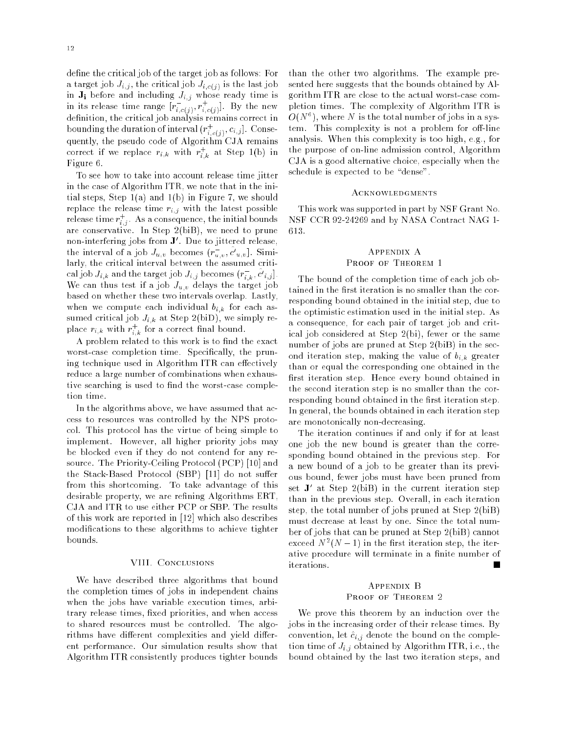define the critical job of the target job as follows: For a target job $J_{i,j}$, the critical job $J_{i,c(j)}$ is the last job in $\mathbf{J_i}$ before and including $J_{i,j}$ whose ready time is in its release time range $[r^-_{i,c(j)}, r^+_{i,c(j)}]$. By the new definition, the critical job analysis remains correct in bounding the duration of interval $(r^+_{i,c(j)}, c_{i,j}]$. Consequently, the pseudo code of Algorithm CJA remains correct if we replace $r_{i,k}$ with $r^+_{i,k}$ at Step 1(b) in Figure 6.

To see how to take into account release time jitter in the case of Algorithm ITR, we note that in the initial steps, Step 1(a) and 1(b) in Figure 7, we should replace the release time $r_{i,j}$ with the latest possible release time $r^+_{i,j}$. As a consequence, the initial bounds are conservative. In Step 2(biB), we need to prune non-interfering jobs from $\mathbf{J'}$. Due to jittered release, the interval of a job $J_{u,v}$ becomes $(r^-_{u,v}, \hat{c'}_{u,v}]$. Similarly, the critical interval between the assumed critical job $J_{i,k}$ and the target job $J_{i,j}$ becomes $(r^-_{i,k}, \hat{c'}_{i,j}]$. We can thus test if a job $J_{u,v}$ delays the target job based on whether these two intervals overlap. Lastly, when we compute each individual $b_{i,k}$ for each assumed critical job $J_{i,k}$ at Step 2(biD), we simply replace $r_{i,k}$ with $r^+_{i,k}$ for a correct final bound.

A problem related to this work is to find the exact worst-case completion time. Specifically, the pruning technique used in Algorithm ITR can effectively reduce a large number of combinations when exhaustive searching is used to find the worst-case completion time.

In the algorithms above, we have assumed that access to resources was controlled by the NPS protocol. This protocol has the virtue of being simple to implement. However, all higher priority jobs may be blocked even if they do not contend for any resource. The Priority-Ceiling Protocol (PCP) [10] and the Stack-Based Protocol (SBP) [11] do not suffer from this shortcoming. To take advantage of this desirable property, we are refining Algorithms ERT, CJA and ITR to use either PCP or SBP. The results of this work are reported in [12] which also describes modifications to these algorithms to achieve tighter bounds.

## VIII. Conclusions

We have described three algorithms that bound the completion times of jobs in independent chains when the jobs have variable execution times, arbitrary release times, fixed priorities, and when access to shared resources must be controlled. The algorithms have different complexities and yield different performance. Our simulation results show that Algorithm ITR consistently produces tighter bounds than the other two algorithms. The example presented here suggests that the bounds obtained by Algorithm ITR are close to the actual worst-case completion times. The complexity of Algorithm ITR is $O(N^6)$, where $N$ is the total number of jobs in a system. This complexity is not a problem for off-line analysis. When this complexity is too high, e.g., for the purpose of on-line admission control, Algorithm CJA is a good alternative choice, especially when the schedule is expected to be "dense".

## Acknowledgments

This work was supported in part by NSF Grant No. NSF CCR 92-24269 and by NASA Contract NAG 1-613.

## Appendix A
## Proof of Theorem 1

The bound of the completion time of each job obtained in the first iteration is no smaller than the corresponding bound obtained in the initial step, due to the optimistic estimation used in the initial step. As a consequence, for each pair of target job and critical job considered at Step 2(bi), fewer or the same number of jobs are pruned at Step 2(biB) in the second iteration step, making the value of $b_{i,k}$ greater than or equal the corresponding one obtained in the first iteration step. Hence every bound obtained in the second iteration step is no smaller than the corresponding bound obtained in the first iteration step. In general, the bounds obtained in each iteration step are monotonically non-decreasing.

The iteration continues if and only if for at least one job the new bound is greater than the corresponding bound obtained in the previous step. For a new bound of a job to be greater than its previous bound, fewer jobs must have been pruned from set $\mathbf{J'}$ at Step 2(biB) in the current iteration step than in the previous step. Overall, in each iteration step, the total number of jobs pruned at Step 2(biB) must decrease at least by one. Since the total number of jobs that can be pruned at Step 2(biB) cannot exceed $N^2(N-1)$ in the first iteration step, the iterative procedure will terminate in a finite number of iterations. ■

## Appendix B
## Proof of Theorem 2

We prove this theorem by an induction over the jobs in the increasing order of their release times. By convention, let $\hat{c}_{i,j}$ denote the bound on the completion time of $J_{i,j}$ obtained by Algorithm ITR, i.e., the bound obtained by the last two iteration steps, and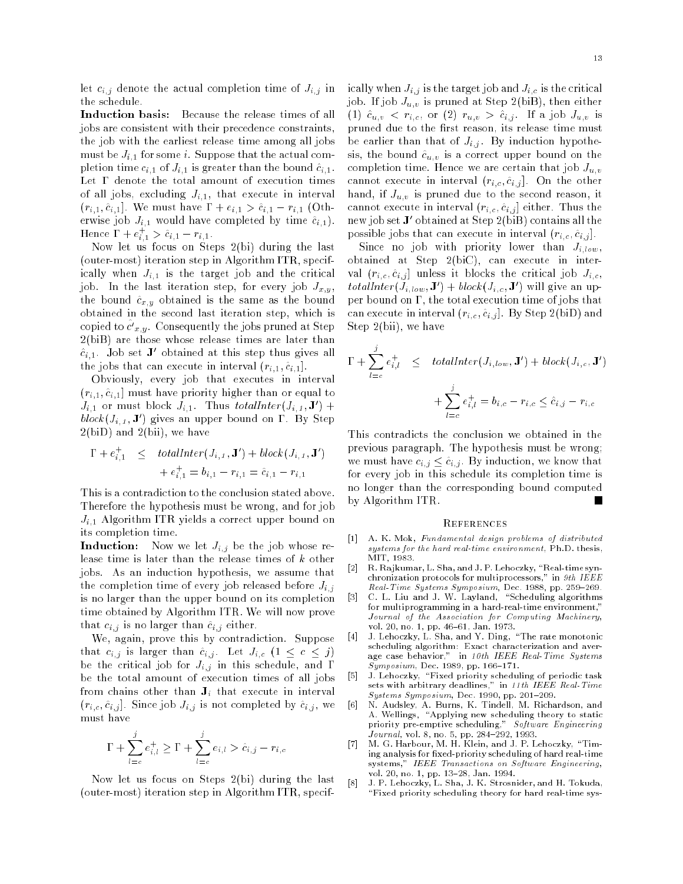let $c_{i,j}$ denote the actual completion time of $J_{i,j}$ in the schedule.

**Induction basis:** Because the release times of all jobs are consistent with their precedence constraints, the job with the earliest release time among all jobs must be $J_{i,1}$ for some $i$. Suppose that the actual completion time $c_{i,1}$ of $J_{i,1}$ is greater than the bound $\hat{c}_{i,1}$. Let $\Gamma$ denote the total amount of execution times of all jobs, excluding $J_{i,1}$, that execute in interval $(r_{i,1}, \hat{c}_{i,1}]$. We must have $\Gamma + e_{i,1} > \hat{c}_{i,1} - r_{i,1}$ (Otherwise job $J_{i,1}$ would have completed by time $\hat{c}_{i,1}$). Hence $\Gamma + e^+_{i,1} > \hat{c}_{i,1} - r_{i,1}$.

Now let us focus on Steps 2(bi) during the last (outer-most) iteration step in Algorithm ITR, specifically when $J_{i,1}$ is the target job and the critical job. In the last iteration step, for every job $J_{x,y}$, the bound $\hat{c}_{x,y}$ obtained is the same as the bound obtained in the second last iteration step, which is copied to $\hat{c'}_{x,y}$. Consequently the jobs pruned at Step 2(biB) are those whose release times are later than $\hat{c}_{i,1}$. Job set $\mathbf{J}'$ obtained at this step thus gives all the jobs that can execute in interval $(r_{i,1}, \hat{c}_{i,1}]$.

Obviously, every job that executes in interval $(r_{i,1}, \hat{c}_{i,1}]$ must have priority higher than or equal to $J_{i,1}$ or must block $J_{i,1}$. Thus $totalInter(J_{i,1}, \mathbf{J}') + block(J_{i,1}, \mathbf{J}')$ gives an upper bound on $\Gamma$. By Step 2(biD) and 2(bii), we have

$$\begin{aligned} \Gamma + e^+_{i,1} &\leq totalInter(J_{i,1}, \mathbf{J}') + block(J_{i,1}, \mathbf{J}') \\ &\quad + e^+_{i,1} = b_{i,1} - r_{i,1} = \hat{c}_{i,1} - r_{i,1} \end{aligned}$$

This is a contradiction to the conclusion stated above. Therefore the hypothesis must be wrong, and for job $J_{i,1}$ Algorithm ITR yields a correct upper bound on its completion time.

**Induction:** Now we let $J_{i,j}$ be the job whose release time is later than the release times of $k$ other jobs. As an induction hypothesis, we assume that the completion time of every job released before $J_{i,j}$ is no larger than the upper bound on its completion time obtained by Algorithm ITR. We will now prove that $c_{i,j}$ is no larger than $\hat{c}_{i,j}$ either.

We, again, prove this by contradiction. Suppose that $c_{i,j}$ is larger than $\hat{c}_{i,j}$. Let $J_{i,c}$ $(1 \leq c \leq j)$ be the critical job for $J_{i,j}$ in this schedule, and $\Gamma$ be the total amount of execution times of all jobs from chains other than $\mathbf{J}_i$ that execute in interval $(r_{i,c}, \hat{c}_{i,j}]$. Since job $J_{i,j}$ is not completed by $\hat{c}_{i,j}$, we must have

$$\Gamma + \sum_{l=c}^{j} e^+_{i,l} \geq \Gamma + \sum_{l=c}^{j} e_{i,l} > \hat{c}_{i,j} - r_{i,c}$$

Now let us focus on Steps 2(bi) during the last (outer-most) iteration step in Algorithm ITR, specifically when $J_{i,j}$ is the target job and $J_{i,c}$ is the critical job. If job $J_{u,v}$ is pruned at Step 2(biB), then either (1) $\hat{c}_{u,v} < r_{i,c}$, or (2) $r_{u,v} > \hat{c}_{i,j}$. If a job $J_{u,v}$ is pruned due to the first reason, its release time must be earlier than that of $J_{i,j}$. By induction hypothesis, the bound $\hat{c}_{u,v}$ is a correct upper bound on the completion time. Hence we are certain that job $J_{u,v}$ cannot execute in interval $(r_{i,c}, \hat{c}_{i,j}]$. On the other hand, if $J_{u,v}$ is pruned due to the second reason, it cannot execute in interval $(r_{i,c}, \hat{c}_{i,j}]$ either. Thus the new job set $\mathbf{J}'$ obtained at Step 2(biB) contains all the possible jobs that can execute in interval $(r_{i,c}, \hat{c}_{i,j}]$.

Since no job with priority lower than $J_{i,low}$, obtained at Step 2(biC), can execute in interval $(r_{i,c}, \hat{c}_{i,j}]$ unless it blocks the critical job $J_{i,c}$, $totalInter(J_{i,low}, \mathbf{J}') + block(J_{i,c}, \mathbf{J}')$ will give an upper bound on $\Gamma$, the total execution time of jobs that can execute in interval $(r_{i,c}, \hat{c}_{i,j}]$. By Step 2(biD) and Step 2(bii), we have

$$\begin{aligned} \Gamma + \sum_{l=c}^{j} e^+_{i,l} &\leq totalInter(J_{i,low}, \mathbf{J}') + block(J_{i,c}, \mathbf{J}') \\ &\quad + \sum_{l=c}^{j} e^+_{i,l} = b_{i,c} - r_{i,c} \leq \hat{c}_{i,j} - r_{i,c} \end{aligned}$$

This contradicts the conclusion we obtained in the previous paragraph. The hypothesis must be wrong; we must have $c_{i,j} \leq \hat{c}_{i,j}$. By induction, we know that for every job in this schedule its completion time is no longer than the corresponding bound computed by Algorithm ITR. ∎

## References

[1] A. K. Mok, *Fundamental design problems of distributed systems for the hard real-time environment*, Ph.D. thesis, MIT, 1983.

[2] R. Rajkumar, L. Sha, and J. P. Lehoczky, "Real-time synchronization protocols for multiprocessors," in *9th IEEE Real-Time Systems Symposium*, Dec. 1988, pp. 259–269.

[3] C. L. Liu and J. W. Layland, "Scheduling algorithms for multiprogramming in a hard-real-time environment," *Journal of the Association for Computing Machinery*, vol. 20, no. 1, pp. 46–61, Jan. 1973.

[4] J. Lehoczky, L. Sha, and Y. Ding, "The rate monotonic scheduling algorithm: Exact characterization and average case behavior," in *10th IEEE Real-Time Systems Symposium*, Dec. 1989, pp. 166–171.

[5] J. Lehoczky, "Fixed priority scheduling of periodic task sets with arbitrary deadlines," in *11th IEEE Real-Time Systems Symposium*, Dec. 1990, pp. 201–209.

[6] N. Audsley, A. Burns, K. Tindell, M. Richardson, and A. Wellings, "Applying new scheduling theory to static priority pre-emptive scheduling," *Software Engineering Journal*, vol. 8, no. 5, pp. 284–292, 1993.

[7] M. G. Harbour, M. H. Klein, and J. P. Lehoczky, "Timing analysis for fixed-priority scheduling of hard real-time systems," *IEEE Transactions on Software Engineering*, vol. 20, no. 1, pp. 13–28, Jan. 1994.

[8] J. P. Lehoczky, L. Sha, J. K. Strosnider, and H. Tokuda, "Fixed priority scheduling theory for hard real-time sys-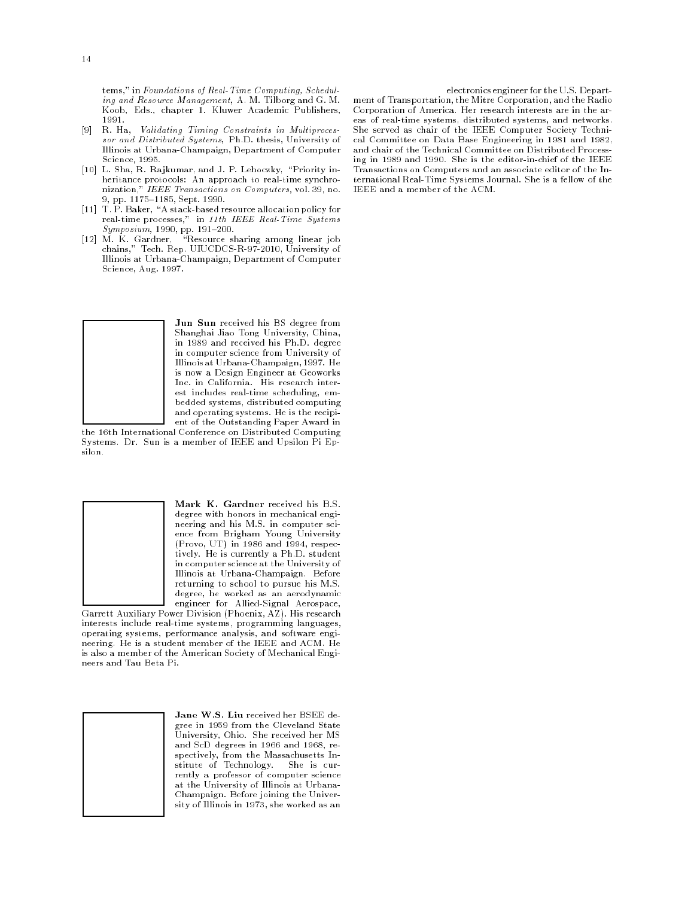tems," in *Foundations of Real-Time Computing, Scheduling and Resource Management*, A. M. Tilborg and G. M. Koob, Eds., chapter 1. Kluwer Academic Publishers, 1991.

[9] R. Ha, *Validating Timing Constraints in Multiprocessor and Distributed Systems*, Ph.D. thesis, University of Illinois at Urbana-Champaign, Department of Computer Science, 1995.

[10] L. Sha, R. Rajkumar, and J. P. Lehoczky, "Priority inheritance protocols: An approach to real-time synchronization," *IEEE Transactions on Computers*, vol. 39, no. 9, pp. 1175–1185, Sept. 1990.

[11] T. P. Baker, "A stack-based resource allocation policy for real-time processes," in *11th IEEE Real-Time Systems Symposium*, 1990, pp. 191–200.

[12] M. K. Gardner, "Resource sharing among linear job chains," Tech. Rep. UIUCDCS-R-97-2010, University of Illinois at Urbana-Champaign, Department of Computer Science, Aug. 1997.

**Jun Sun** received his BS degree from Shanghai Jiao Tong University, China, in 1989 and received his Ph.D. degree in computer science from University of Illinois at Urbana-Champaign, 1997. He is now a Design Engineer at Geoworks Inc. in California. His research interest includes real-time scheduling, embedded systems, distributed computing and operating systems. He is the recipient of the Outstanding Paper Award in the 16th International Conference on Distributed Computing Systems. Dr. Sun is a member of IEEE and Upsilon Pi Epsilon.

**Mark K. Gardner** received his B.S. degree with honors in mechanical engineering and his M.S. in computer science from Brigham Young University (Provo, UT) in 1986 and 1994, respectively. He is currently a Ph.D. student in computer science at the University of Illinois at Urbana-Champaign. Before returning to school to pursue his M.S. degree, he worked as an aerodynamic engineer for Allied-Signal Aerospace, Garrett Auxiliary Power Division (Phoenix, AZ). His research interests include real-time systems, programming languages, operating systems, performance analysis, and software engineering. He is a student member of the IEEE and ACM. He is also a member of the American Society of Mechanical Engineers and Tau Beta Pi.

**Jane W.S. Liu** received her BSEE degree in 1959 from the Cleveland State University, Ohio. She received her MS and ScD degrees in 1966 and 1968, respectively, from the Massachusetts Institute of Technology. She is currently a professor of computer science at the University of Illinois at Urbana-Champaign. Before joining the University of Illinois in 1973, she worked as an electronics engineer for the U.S. Department of Transportation, the Mitre Corporation, and the Radio Corporation of America. Her research interests are in the areas of real-time systems, distributed systems, and networks. She served as chair of the IEEE Computer Society Technical Committee on Data Base Engineering in 1981 and 1982, and chair of the Technical Committee on Distributed Processing in 1989 and 1990. She is the editor-in-chief of the IEEE Transactions on Computers and an associate editor of the International Real-Time Systems Journal. She is a fellow of the IEEE and a member of the ACM.